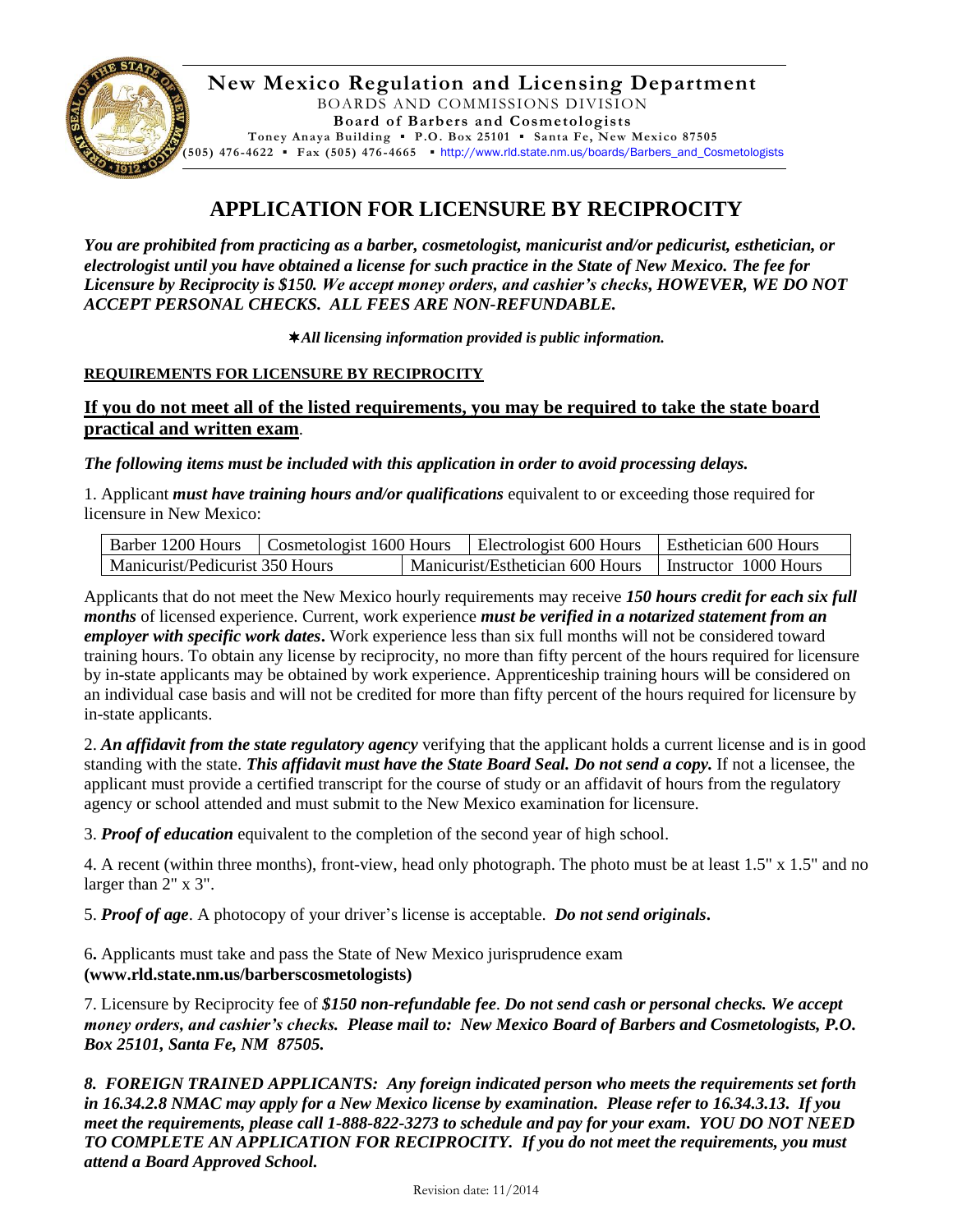**New Mexico Regulation and Licensing Department**
BOARDS AND COMMISSIONS DIVISION
**Board of Barbers and Cosmetologists**
Toney Anaya Building ▪ P.O. Box 25101 ▪ Santa Fe, New Mexico 87505
(505) 476-4622 ▪ Fax (505) 476-4665 ▪ http://www.rld.state.nm.us/boards/Barbers_and_Cosmetologists

# APPLICATION FOR LICENSURE BY RECIPROCITY

***You are prohibited from practicing as a barber, cosmetologist, manicurist and/or pedicurist, esthetician, or electrologist until you have obtained a license for such practice in the State of New Mexico. The fee for Licensure by Reciprocity is $150. We accept money orders, and cashier's checks, HOWEVER, WE DO NOT ACCEPT PERSONAL CHECKS. ALL FEES ARE NON-REFUNDABLE.***

✱***All licensing information provided is public information.***

**REQUIREMENTS FOR LICENSURE BY RECIPROCITY**

**If you do not meet all of the listed requirements, you may be required to take the state board practical and written exam.**

***The following items must be included with this application in order to avoid processing delays.***

1. Applicant ***must have training hours and/or qualifications*** equivalent to or exceeding those required for licensure in New Mexico:

| Barber 1200 Hours | Cosmetologist 1600 Hours | Electrologist 600 Hours | Esthetician 600 Hours |
|---|---|---|---|
| Manicurist/Pedicurist 350 Hours | | Manicurist/Esthetician 600 Hours | Instructor 1000 Hours |

Applicants that do not meet the New Mexico hourly requirements may receive ***150 hours credit for each six full months*** of licensed experience. Current, work experience ***must be verified in a notarized statement from an employer with specific work dates***. Work experience less than six full months will not be considered toward training hours. To obtain any license by reciprocity, no more than fifty percent of the hours required for licensure by in-state applicants may be obtained by work experience. Apprenticeship training hours will be considered on an individual case basis and will not be credited for more than fifty percent of the hours required for licensure by in-state applicants.

2. ***An affidavit from the state regulatory agency*** verifying that the applicant holds a current license and is in good standing with the state. ***This affidavit must have the State Board Seal. Do not send a copy.*** If not a licensee, the applicant must provide a certified transcript for the course of study or an affidavit of hours from the regulatory agency or school attended and must submit to the New Mexico examination for licensure.

3. ***Proof of education*** equivalent to the completion of the second year of high school.

4. A recent (within three months), front-view, head only photograph. The photo must be at least 1.5" x 1.5" and no larger than 2" x 3".

5. ***Proof of age***. A photocopy of your driver's license is acceptable. ***Do not send originals.***

6. Applicants must take and pass the State of New Mexico jurisprudence exam **(www.rld.state.nm.us/barberscosmetologists)**

7. Licensure by Reciprocity fee of ***$150 non-refundable fee***. ***Do not send cash or personal checks. We accept money orders, and cashier's checks. Please mail to: New Mexico Board of Barbers and Cosmetologists, P.O. Box 25101, Santa Fe, NM 87505.***

***8. FOREIGN TRAINED APPLICANTS: Any foreign indicated person who meets the requirements set forth in 16.34.2.8 NMAC may apply for a New Mexico license by examination. Please refer to 16.34.3.13. If you meet the requirements, please call 1-888-822-3273 to schedule and pay for your exam. YOU DO NOT NEED TO COMPLETE AN APPLICATION FOR RECIPROCITY. If you do not meet the requirements, you must attend a Board Approved School.***

Revision date: 11/2014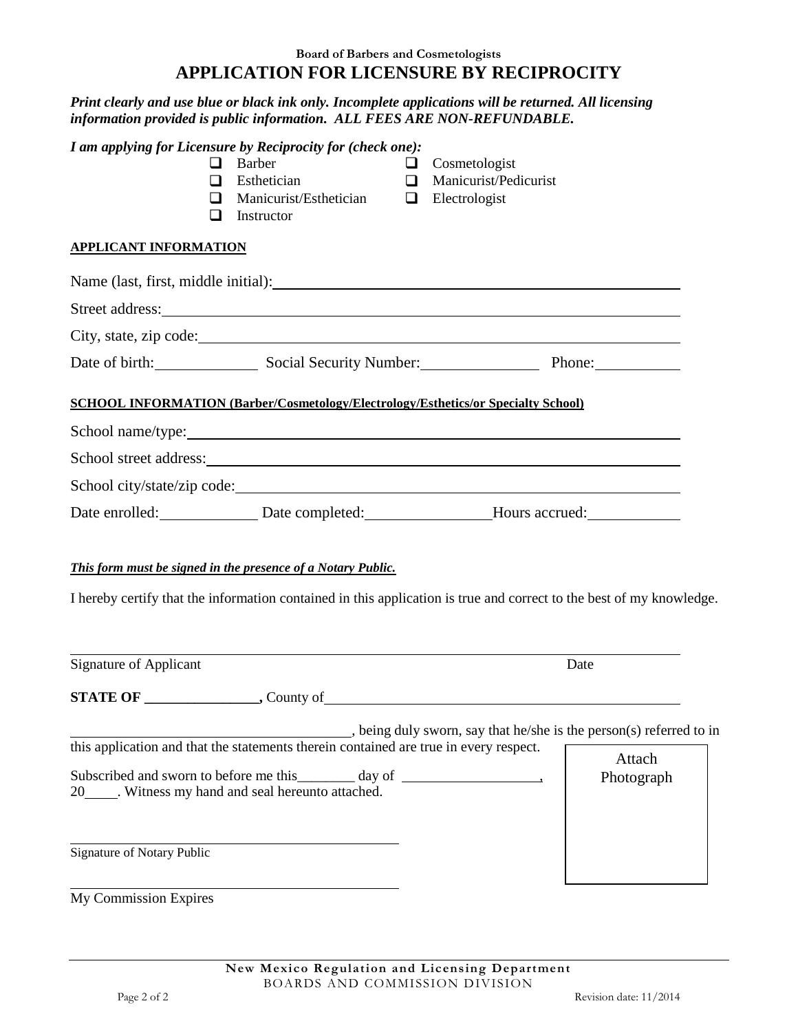**Board of Barbers and Cosmetologists**

# APPLICATION FOR LICENSURE BY RECIPROCITY

***Print clearly and use blue or black ink only. Incomplete applications will be returned. All licensing information provided is public information. ALL FEES ARE NON-REFUNDABLE.***

***I am applying for Licensure by Reciprocity for (check one):***

- ☐ Barber
- ☐ Cosmetologist
- ☐ Esthetician
- ☐ Manicurist/Pedicurist
- ☐ Manicurist/Esthetician
- ☐ Electrologist
- ☐ Instructor

**APPLICANT INFORMATION**

Name (last, first, middle initial): ______________________________

Street address: ______________________________

City, state, zip code: ______________________________

Date of birth: ____________ Social Security Number: ______________ Phone: __________

**SCHOOL INFORMATION (Barber/Cosmetology/Electrology/Esthetics/or Specialty School)**

School name/type: ______________________________

School street address: ______________________________

School city/state/zip code: ______________________________

Date enrolled: ____________ Date completed: ______________ Hours accrued: __________

***This form must be signed in the presence of a Notary Public.***

I hereby certify that the information contained in this application is true and correct to the best of my knowledge.

______________________________________________________________

Signature of Applicant Date

**STATE OF _______________,** County of ______________________________

______________________________, being duly sworn, say that he/she is the person(s) referred to in this application and that the statements therein contained are true in every respect.

Subscribed and sworn to before me this________ day of __________________, 20____. Witness my hand and seal hereunto attached.

Attach Photograph

______________________________

Signature of Notary Public

______________________________

My Commission Expires

**New Mexico Regulation and Licensing Department**
BOARDS AND COMMISSION DIVISION

Revision date: 11/2014